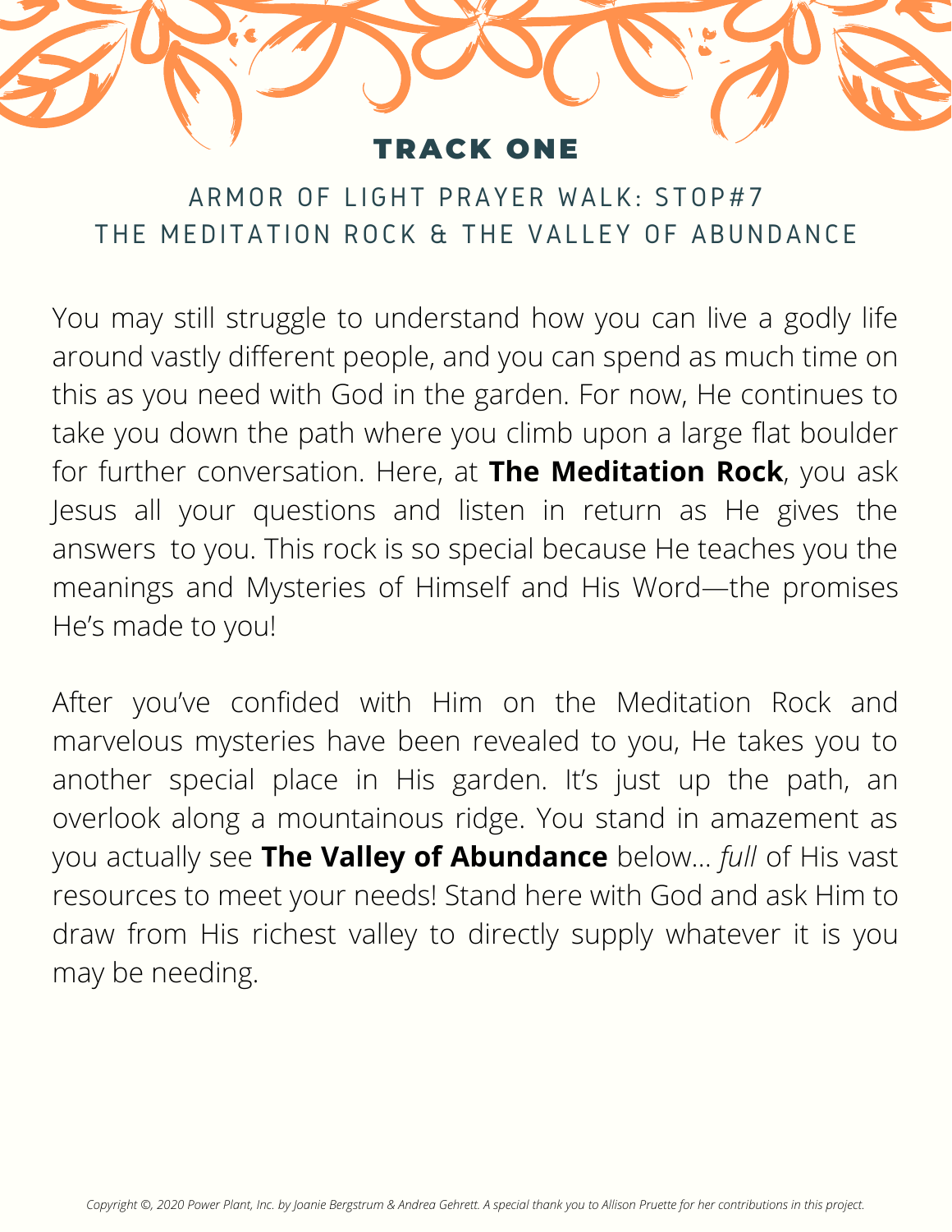# TRACK ONE

## ARMOR OF LIGHT PRAYER WALK: STOP#7
## THE MEDITATION ROCK & THE VALLEY OF ABUNDANCE

You may still struggle to understand how you can live a godly life around vastly different people, and you can spend as much time on this as you need with God in the garden. For now, He continues to take you down the path where you climb upon a large flat boulder for further conversation. Here, at **The Meditation Rock**, you ask Jesus all your questions and listen in return as He gives the answers to you. This rock is so special because He teaches you the meanings and Mysteries of Himself and His Word—the promises He's made to you!

After you've confided with Him on the Meditation Rock and marvelous mysteries have been revealed to you, He takes you to another special place in His garden. It's just up the path, an overlook along a mountainous ridge. You stand in amazement as you actually see **The Valley of Abundance** below... *full* of His vast resources to meet your needs! Stand here with God and ask Him to draw from His richest valley to directly supply whatever it is you may be needing.

*Copyright ©, 2020 Power Plant, Inc. by Joanie Bergstrum & Andrea Gehrett. A special thank you to Allison Pruette for her contributions in this project.*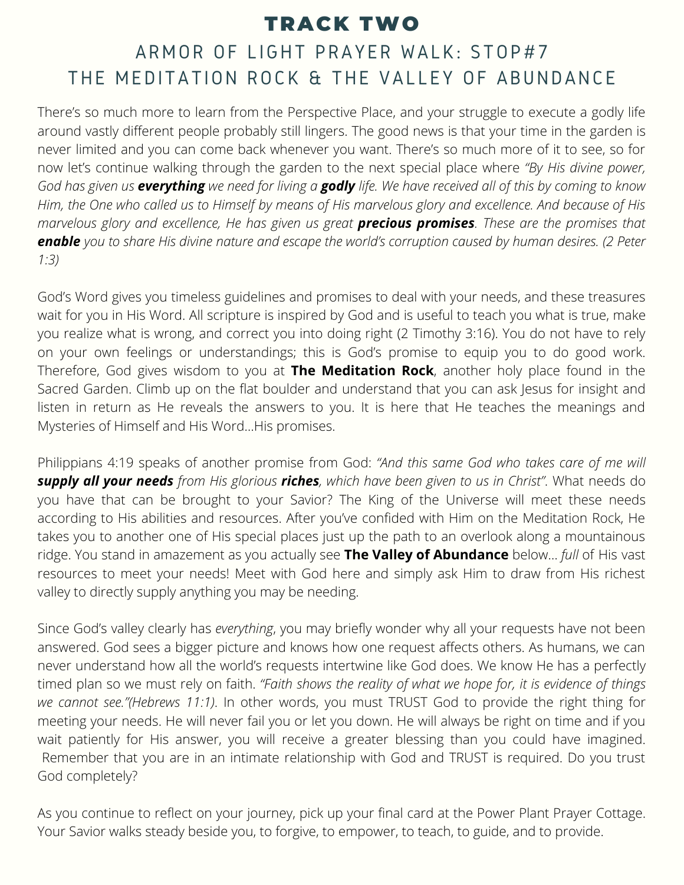# TRACK TWO

## ARMOR OF LIGHT PRAYER WALK: STOP#7
## THE MEDITATION ROCK & THE VALLEY OF ABUNDANCE

There's so much more to learn from the Perspective Place, and your struggle to execute a godly life around vastly different people probably still lingers. The good news is that your time in the garden is never limited and you can come back whenever you want. There's so much more of it to see, so for now let's continue walking through the garden to the next special place where *"By His divine power, God has given us **everything** we need for living a **godly** life. We have received all of this by coming to know Him, the One who called us to Himself by means of His marvelous glory and excellence. And because of His marvelous glory and excellence, He has given us great **precious promises**. These are the promises that **enable** you to share His divine nature and escape the world's corruption caused by human desires. (2 Peter 1:3)*

God's Word gives you timeless guidelines and promises to deal with your needs, and these treasures wait for you in His Word. All scripture is inspired by God and is useful to teach you what is true, make you realize what is wrong, and correct you into doing right (2 Timothy 3:16). You do not have to rely on your own feelings or understandings; this is God's promise to equip you to do good work. Therefore, God gives wisdom to you at **The Meditation Rock**, another holy place found in the Sacred Garden. Climb up on the flat boulder and understand that you can ask Jesus for insight and listen in return as He reveals the answers to you. It is here that He teaches the meanings and Mysteries of Himself and His Word…His promises.

Philippians 4:19 speaks of another promise from God: *"And this same God who takes care of me will **supply all your needs** from His glorious **riches**, which have been given to us in Christ"*. What needs do you have that can be brought to your Savior? The King of the Universe will meet these needs according to His abilities and resources. After you've confided with Him on the Meditation Rock, He takes you to another one of His special places just up the path to an overlook along a mountainous ridge. You stand in amazement as you actually see **The Valley of Abundance** below… *full* of His vast resources to meet your needs! Meet with God here and simply ask Him to draw from His richest valley to directly supply anything you may be needing.

Since God's valley clearly has *everything*, you may briefly wonder why all your requests have not been answered. God sees a bigger picture and knows how one request affects others. As humans, we can never understand how all the world's requests intertwine like God does. We know He has a perfectly timed plan so we must rely on faith. *"Faith shows the reality of what we hope for, it is evidence of things we cannot see."(Hebrews 11:1)*. In other words, you must TRUST God to provide the right thing for meeting your needs. He will never fail you or let you down. He will always be right on time and if you wait patiently for His answer, you will receive a greater blessing than you could have imagined. Remember that you are in an intimate relationship with God and TRUST is required. Do you trust God completely?

As you continue to reflect on your journey, pick up your final card at the Power Plant Prayer Cottage. Your Savior walks steady beside you, to forgive, to empower, to teach, to guide, and to provide.